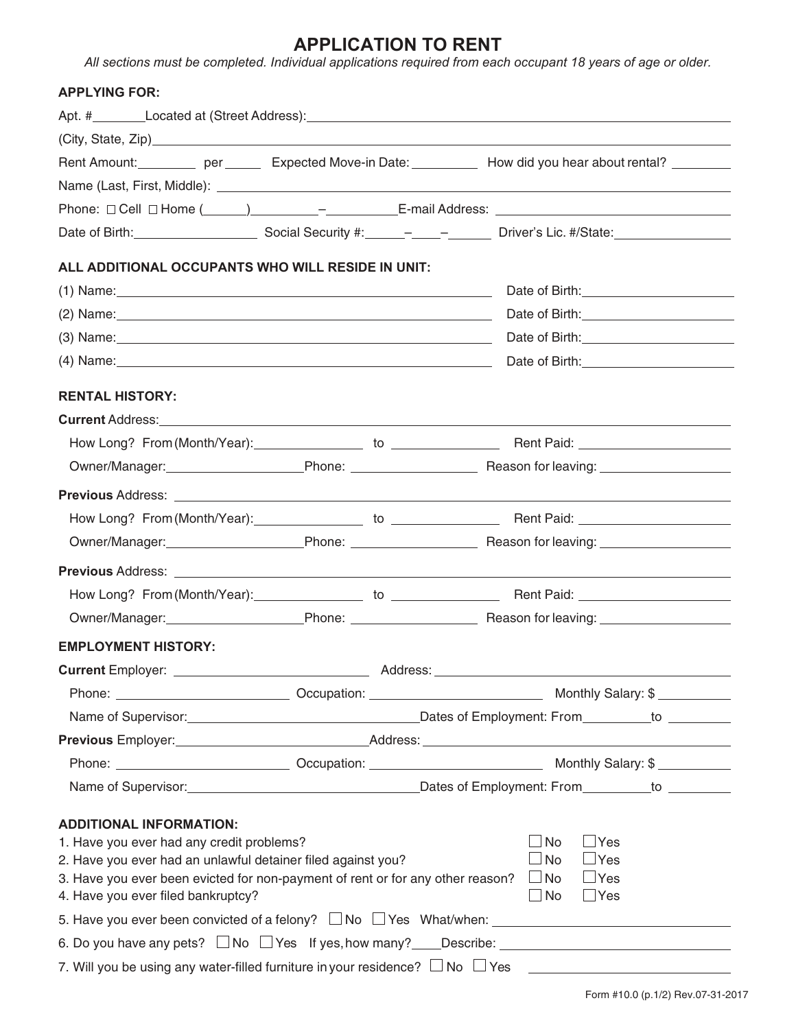# APPLICATION TO RENT

*All sections must be completed. Individual applications required from each occupant 18 years of age or older.*

**APPLYING FOR:**

Apt. #\_\_\_\_\_\_\_ Located at (Street Address): \_\_\_\_\_\_\_\_\_\_\_\_\_\_\_\_\_\_\_\_\_\_\_\_\_\_\_\_\_\_\_\_\_\_\_\_\_\_\_\_

(City, State, Zip) \_\_\_\_\_\_\_\_\_\_\_\_\_\_\_\_\_\_\_\_\_\_\_\_\_\_\_\_\_\_\_\_\_\_\_\_\_\_\_\_\_\_\_\_\_\_\_\_\_\_\_\_\_\_\_\_

Rent Amount: \_\_\_\_\_\_\_\_ per \_\_\_\_\_ Expected Move-in Date: \_\_\_\_\_\_\_\_\_ How did you hear about rental? \_\_\_\_\_\_\_\_

Name (Last, First, Middle): \_\_\_\_\_\_\_\_\_\_\_\_\_\_\_\_\_\_\_\_\_\_\_\_\_\_\_\_\_\_\_\_\_\_\_\_\_\_\_\_\_\_\_\_\_\_\_\_\_\_\_\_

Phone: ☐ Cell ☐ Home (\_\_\_\_\_\_) \_\_\_\_\_\_\_\_\_ – \_\_\_\_\_\_\_\_\_ E-mail Address: \_\_\_\_\_\_\_\_\_\_\_\_\_\_\_\_\_\_\_\_\_\_\_\_\_\_

Date of Birth: \_\_\_\_\_\_\_\_\_\_\_\_\_\_\_\_\_ Social Security #: \_\_\_\_\_\_ – \_\_\_\_ – \_\_\_\_\_\_ Driver's Lic. #/State: \_\_\_\_\_\_\_\_\_\_\_\_\_\_\_\_

**ALL ADDITIONAL OCCUPANTS WHO WILL RESIDE IN UNIT:**

(1) Name: \_\_\_\_\_\_\_\_\_\_\_\_\_\_\_\_\_\_\_\_\_\_\_\_\_\_\_\_\_\_\_\_\_\_\_\_\_\_\_\_\_\_\_\_\_\_\_\_ Date of Birth: \_\_\_\_\_\_\_\_\_\_\_\_\_\_\_\_\_\_\_\_\_\_

(2) Name: \_\_\_\_\_\_\_\_\_\_\_\_\_\_\_\_\_\_\_\_\_\_\_\_\_\_\_\_\_\_\_\_\_\_\_\_\_\_\_\_\_\_\_\_\_\_\_\_ Date of Birth: \_\_\_\_\_\_\_\_\_\_\_\_\_\_\_\_\_\_\_\_\_\_

(3) Name: \_\_\_\_\_\_\_\_\_\_\_\_\_\_\_\_\_\_\_\_\_\_\_\_\_\_\_\_\_\_\_\_\_\_\_\_\_\_\_\_\_\_\_\_\_\_\_\_ Date of Birth: \_\_\_\_\_\_\_\_\_\_\_\_\_\_\_\_\_\_\_\_\_\_

(4) Name: \_\_\_\_\_\_\_\_\_\_\_\_\_\_\_\_\_\_\_\_\_\_\_\_\_\_\_\_\_\_\_\_\_\_\_\_\_\_\_\_\_\_\_\_\_\_\_\_ Date of Birth: \_\_\_\_\_\_\_\_\_\_\_\_\_\_\_\_\_\_\_\_\_\_

**RENTAL HISTORY:**

**Current** Address: \_\_\_\_\_\_\_\_\_\_\_\_\_\_\_\_\_\_\_\_\_\_\_\_\_\_\_\_\_\_\_\_\_\_\_\_\_\_\_\_\_\_\_\_\_\_\_\_\_\_\_\_\_\_\_\_\_\_\_\_

How Long? From (Month/Year): \_\_\_\_\_\_\_\_\_\_\_\_\_\_\_ to \_\_\_\_\_\_\_\_\_\_\_\_\_\_\_ Rent Paid: \_\_\_\_\_\_\_\_\_\_\_\_\_\_\_\_\_\_\_\_\_

Owner/Manager: \_\_\_\_\_\_\_\_\_\_\_\_\_\_\_\_\_\_\_ Phone: \_\_\_\_\_\_\_\_\_\_\_\_\_\_\_\_\_\_ Reason for leaving: \_\_\_\_\_\_\_\_\_\_\_\_\_\_\_\_\_\_\_

**Previous** Address: \_\_\_\_\_\_\_\_\_\_\_\_\_\_\_\_\_\_\_\_\_\_\_\_\_\_\_\_\_\_\_\_\_\_\_\_\_\_\_\_\_\_\_\_\_\_\_\_\_\_\_\_\_\_\_\_\_\_\_\_

How Long? From (Month/Year): \_\_\_\_\_\_\_\_\_\_\_\_\_\_\_ to \_\_\_\_\_\_\_\_\_\_\_\_\_\_\_ Rent Paid: \_\_\_\_\_\_\_\_\_\_\_\_\_\_\_\_\_\_\_\_\_

Owner/Manager: \_\_\_\_\_\_\_\_\_\_\_\_\_\_\_\_\_\_\_ Phone: \_\_\_\_\_\_\_\_\_\_\_\_\_\_\_\_\_\_ Reason for leaving: \_\_\_\_\_\_\_\_\_\_\_\_\_\_\_\_\_\_\_

**Previous** Address: \_\_\_\_\_\_\_\_\_\_\_\_\_\_\_\_\_\_\_\_\_\_\_\_\_\_\_\_\_\_\_\_\_\_\_\_\_\_\_\_\_\_\_\_\_\_\_\_\_\_\_\_\_\_\_\_\_\_\_\_

How Long? From (Month/Year): \_\_\_\_\_\_\_\_\_\_\_\_\_\_\_ to \_\_\_\_\_\_\_\_\_\_\_\_\_\_\_ Rent Paid: \_\_\_\_\_\_\_\_\_\_\_\_\_\_\_\_\_\_\_\_\_

Owner/Manager: \_\_\_\_\_\_\_\_\_\_\_\_\_\_\_\_\_\_\_ Phone: \_\_\_\_\_\_\_\_\_\_\_\_\_\_\_\_\_\_ Reason for leaving: \_\_\_\_\_\_\_\_\_\_\_\_\_\_\_\_\_\_\_

**EMPLOYMENT HISTORY:**

**Current** Employer: \_\_\_\_\_\_\_\_\_\_\_\_\_\_\_\_\_\_\_\_\_\_\_\_\_\_\_\_ Address: \_\_\_\_\_\_\_\_\_\_\_\_\_\_\_\_\_\_\_\_\_\_\_\_\_\_\_\_\_\_\_\_\_\_\_\_\_\_\_\_\_\_\_\_

Phone: \_\_\_\_\_\_\_\_\_\_\_\_\_\_\_\_\_\_\_\_\_\_\_\_\_ Occupation: \_\_\_\_\_\_\_\_\_\_\_\_\_\_\_\_\_\_\_\_\_\_\_\_\_ Monthly Salary: $ \_\_\_\_\_\_\_\_\_\_\_

Name of Supervisor: \_\_\_\_\_\_\_\_\_\_\_\_\_\_\_\_\_\_\_\_\_\_\_\_\_\_\_\_\_\_\_\_\_\_ Dates of Employment: From \_\_\_\_\_\_\_\_\_ to \_\_\_\_\_\_\_\_\_

**Previous** Employer: \_\_\_\_\_\_\_\_\_\_\_\_\_\_\_\_\_\_\_\_\_\_\_\_\_\_\_\_ Address: \_\_\_\_\_\_\_\_\_\_\_\_\_\_\_\_\_\_\_\_\_\_\_\_\_\_\_\_\_\_\_\_\_\_\_\_\_\_\_\_\_\_\_\_

Phone: \_\_\_\_\_\_\_\_\_\_\_\_\_\_\_\_\_\_\_\_\_\_\_\_\_ Occupation: \_\_\_\_\_\_\_\_\_\_\_\_\_\_\_\_\_\_\_\_\_\_\_\_\_ Monthly Salary: $ \_\_\_\_\_\_\_\_\_\_\_

Name of Supervisor: \_\_\_\_\_\_\_\_\_\_\_\_\_\_\_\_\_\_\_\_\_\_\_\_\_\_\_\_\_\_\_\_\_\_ Dates of Employment: From \_\_\_\_\_\_\_\_\_ to \_\_\_\_\_\_\_\_\_

**ADDITIONAL INFORMATION:**

1. Have you ever had any credit problems? ☐ No ☐ Yes
2. Have you ever had an unlawful detainer filed against you? ☐ No ☐ Yes
3. Have you ever been evicted for non-payment of rent or for any other reason? ☐ No ☐ Yes
4. Have you ever filed bankruptcy? ☐ No ☐ Yes
5. Have you ever been convicted of a felony? ☐ No ☐ Yes What/when: \_\_\_\_\_\_\_\_\_\_\_\_\_\_\_\_\_\_\_\_\_\_\_\_\_\_\_\_\_\_\_\_\_\_\_\_
6. Do you have any pets? ☐ No ☐ Yes If yes, how many? \_\_\_\_ Describe: \_\_\_\_\_\_\_\_\_\_\_\_\_\_\_\_\_\_\_\_\_\_\_\_\_\_\_\_\_\_\_\_
7. Will you be using any water-filled furniture in your residence? ☐ No ☐ Yes \_\_\_\_\_\_\_\_\_\_\_\_\_\_\_\_\_\_\_\_\_\_\_\_\_

Form #10.0 (p.1/2) Rev.07-31-2017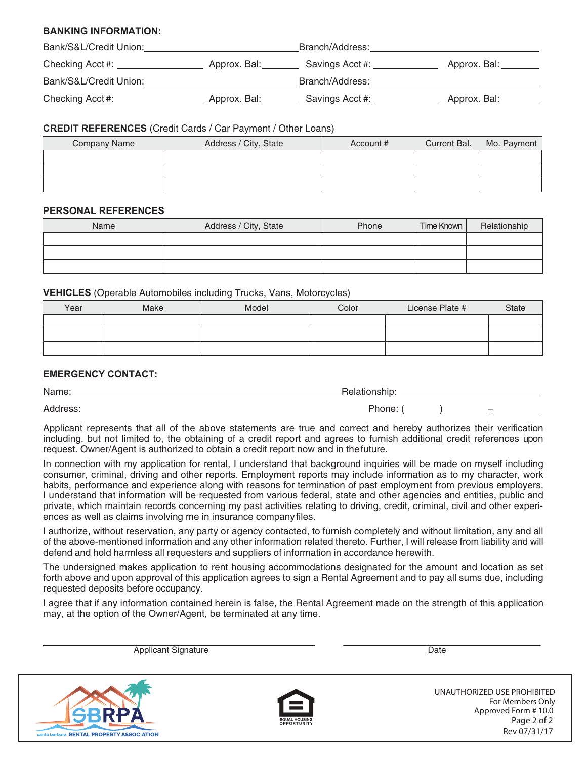**BANKING INFORMATION:**

Bank/S&L/Credit Union: ______________________________ Branch/Address: ______________________________

Checking Acct #: ________________ Approx. Bal: _______ Savings Acct #: ____________ Approx. Bal: _______

Bank/S&L/Credit Union: ______________________________ Branch/Address: ______________________________

Checking Acct #: ________________ Approx. Bal: _______ Savings Acct #: ____________ Approx. Bal: _______

**CREDIT REFERENCES** (Credit Cards / Car Payment / Other Loans)

| Company Name | Address / City, State | Account # | Current Bal. | Mo. Payment |
|---|---|---|---|---|
| | | | | |
| | | | | |
| | | | | |

**PERSONAL REFERENCES**

| Name | Address / City, State | Phone | Time Known | Relationship |
|---|---|---|---|---|
| | | | | |
| | | | | |
| | | | | |

**VEHICLES** (Operable Automobiles including Trucks, Vans, Motorcycles)

| Year | Make | Model | Color | License Plate # | State |
|---|---|---|---|---|---|
| | | | | | |
| | | | | | |
| | | | | | |

**EMERGENCY CONTACT:**

Name: ______________________________________________ Relationship: ________________________

Address: ____________________________________________ Phone: (______) ________–_________

Applicant represents that all of the above statements are true and correct and hereby authorizes their verification including, but not limited to, the obtaining of a credit report and agrees to furnish additional credit references upon request. Owner/Agent is authorized to obtain a credit report now and in the future.

In connection with my application for rental, I understand that background inquiries will be made on myself including consumer, criminal, driving and other reports. Employment reports may include information as to my character, work habits, performance and experience along with reasons for termination of past employment from previous employers. I understand that information will be requested from various federal, state and other agencies and entities, public and private, which maintain records concerning my past activities relating to driving, credit, criminal, civil and other experiences as well as claims involving me in insurance company files.

I authorize, without reservation, any party or agency contacted, to furnish completely and without limitation, any and all of the above-mentioned information and any other information related thereto. Further, I will release from liability and will defend and hold harmless all requesters and suppliers of information in accordance herewith.

The undersigned makes application to rent housing accommodations designated for the amount and location as set forth above and upon approval of this application agrees to sign a Rental Agreement and to pay all sums due, including requested deposits before occupancy.

I agree that if any information contained herein is false, the Rental Agreement made on the strength of this application may, at the option of the Owner/Agent, be terminated at any time.

______________________________________ ______________________________

Applicant Signature Date

SBRPA santa barbara RENTAL PROPERTY ASSOCIATION

EQUAL HOUSING OPPORTUNITY

UNAUTHORIZED USE PROHIBITED
For Members Only
Approved Form # 10.0
Rev 07/31/17